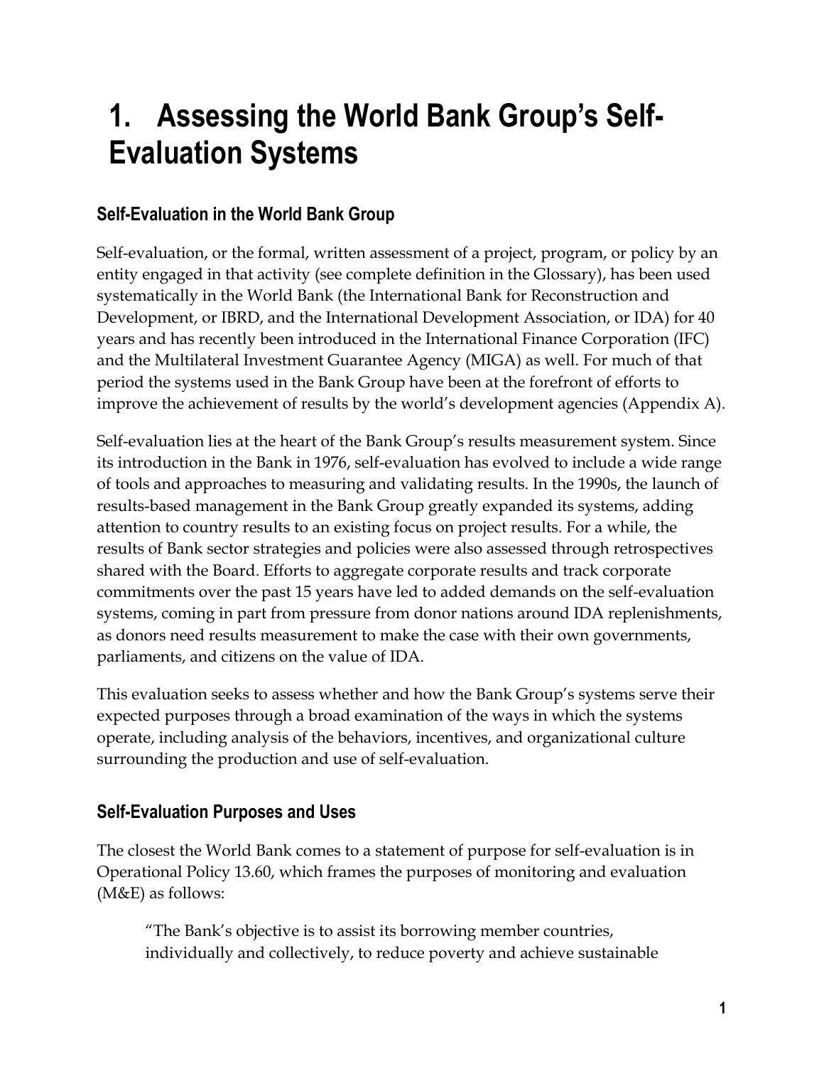# 1. Assessing the World Bank Group's Self-Evaluation Systems

## Self-Evaluation in the World Bank Group

Self-evaluation, or the formal, written assessment of a project, program, or policy by an entity engaged in that activity (see complete definition in the Glossary), has been used systematically in the World Bank (the International Bank for Reconstruction and Development, or IBRD, and the International Development Association, or IDA) for 40 years and has recently been introduced in the International Finance Corporation (IFC) and the Multilateral Investment Guarantee Agency (MIGA) as well. For much of that period the systems used in the Bank Group have been at the forefront of efforts to improve the achievement of results by the world's development agencies (Appendix A).

Self-evaluation lies at the heart of the Bank Group's results measurement system. Since its introduction in the Bank in 1976, self-evaluation has evolved to include a wide range of tools and approaches to measuring and validating results. In the 1990s, the launch of results-based management in the Bank Group greatly expanded its systems, adding attention to country results to an existing focus on project results. For a while, the results of Bank sector strategies and policies were also assessed through retrospectives shared with the Board. Efforts to aggregate corporate results and track corporate commitments over the past 15 years have led to added demands on the self-evaluation systems, coming in part from pressure from donor nations around IDA replenishments, as donors need results measurement to make the case with their own governments, parliaments, and citizens on the value of IDA.

This evaluation seeks to assess whether and how the Bank Group's systems serve their expected purposes through a broad examination of the ways in which the systems operate, including analysis of the behaviors, incentives, and organizational culture surrounding the production and use of self-evaluation.

## Self-Evaluation Purposes and Uses

The closest the World Bank comes to a statement of purpose for self-evaluation is in Operational Policy 13.60, which frames the purposes of monitoring and evaluation (M&E) as follows:

> "The Bank's objective is to assist its borrowing member countries, individually and collectively, to reduce poverty and achieve sustainable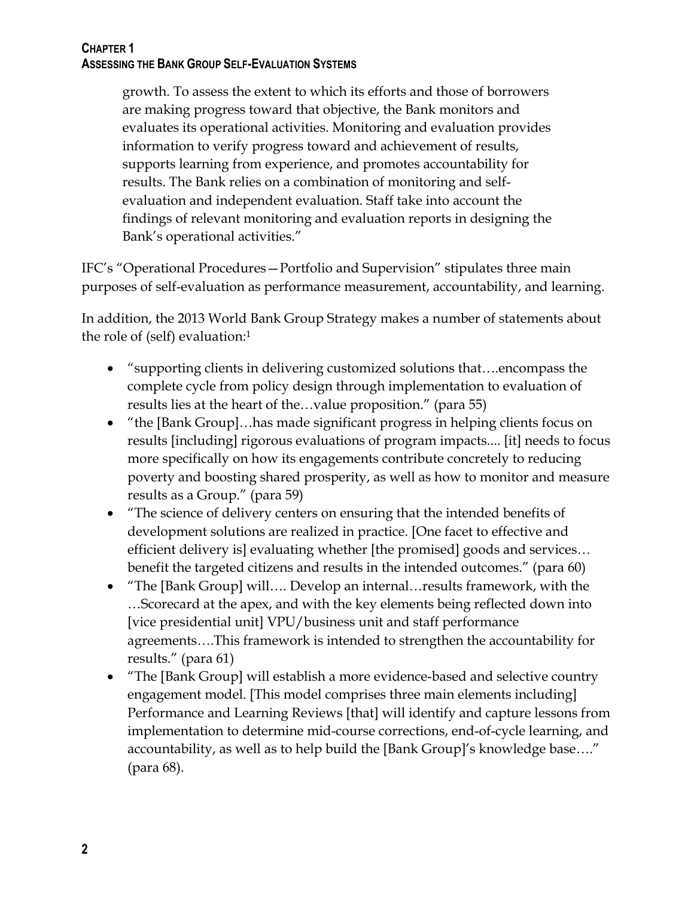> growth. To assess the extent to which its efforts and those of borrowers are making progress toward that objective, the Bank monitors and evaluates its operational activities. Monitoring and evaluation provides information to verify progress toward and achievement of results, supports learning from experience, and promotes accountability for results. The Bank relies on a combination of monitoring and self-evaluation and independent evaluation. Staff take into account the findings of relevant monitoring and evaluation reports in designing the Bank's operational activities."

IFC's "Operational Procedures—Portfolio and Supervision" stipulates three main purposes of self-evaluation as performance measurement, accountability, and learning.

In addition, the 2013 World Bank Group Strategy makes a number of statements about the role of (self) evaluation:[1]

- "supporting clients in delivering customized solutions that….encompass the complete cycle from policy design through implementation to evaluation of results lies at the heart of the…value proposition." (para 55)
- "the [Bank Group]…has made significant progress in helping clients focus on results [including] rigorous evaluations of program impacts.... [it] needs to focus more specifically on how its engagements contribute concretely to reducing poverty and boosting shared prosperity, as well as how to monitor and measure results as a Group." (para 59)
- "The science of delivery centers on ensuring that the intended benefits of development solutions are realized in practice. [One facet to effective and efficient delivery is] evaluating whether [the promised] goods and services… benefit the targeted citizens and results in the intended outcomes." (para 60)
- "The [Bank Group] will…. Develop an internal…results framework, with the …Scorecard at the apex, and with the key elements being reflected down into [vice presidential unit] VPU/business unit and staff performance agreements….This framework is intended to strengthen the accountability for results." (para 61)
- "The [Bank Group] will establish a more evidence-based and selective country engagement model. [This model comprises three main elements including] Performance and Learning Reviews [that] will identify and capture lessons from implementation to determine mid-course corrections, end-of-cycle learning, and accountability, as well as to help build the [Bank Group]'s knowledge base…." (para 68).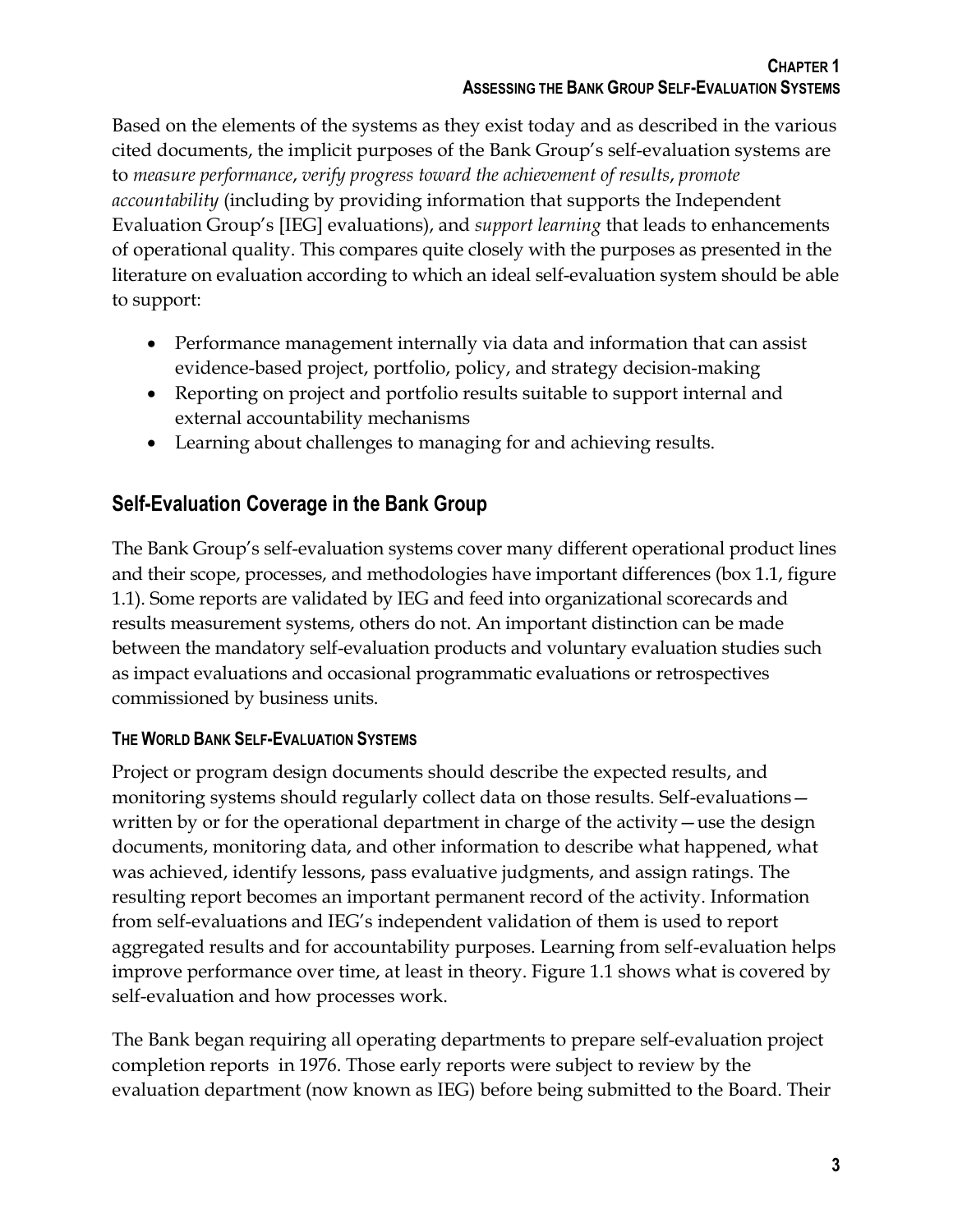Based on the elements of the systems as they exist today and as described in the various cited documents, the implicit purposes of the Bank Group's self-evaluation systems are to *measure performance*, *verify progress toward the achievement of results*, *promote accountability* (including by providing information that supports the Independent Evaluation Group's [IEG] evaluations), and *support learning* that leads to enhancements of operational quality. This compares quite closely with the purposes as presented in the literature on evaluation according to which an ideal self-evaluation system should be able to support:

- Performance management internally via data and information that can assist evidence-based project, portfolio, policy, and strategy decision-making
- Reporting on project and portfolio results suitable to support internal and external accountability mechanisms
- Learning about challenges to managing for and achieving results.

## Self-Evaluation Coverage in the Bank Group

The Bank Group's self-evaluation systems cover many different operational product lines and their scope, processes, and methodologies have important differences (box 1.1, figure 1.1). Some reports are validated by IEG and feed into organizational scorecards and results measurement systems, others do not. An important distinction can be made between the mandatory self-evaluation products and voluntary evaluation studies such as impact evaluations and occasional programmatic evaluations or retrospectives commissioned by business units.

### THE WORLD BANK SELF-EVALUATION SYSTEMS

Project or program design documents should describe the expected results, and monitoring systems should regularly collect data on those results. Self-evaluations—written by or for the operational department in charge of the activity—use the design documents, monitoring data, and other information to describe what happened, what was achieved, identify lessons, pass evaluative judgments, and assign ratings. The resulting report becomes an important permanent record of the activity. Information from self-evaluations and IEG's independent validation of them is used to report aggregated results and for accountability purposes. Learning from self-evaluation helps improve performance over time, at least in theory. Figure 1.1 shows what is covered by self-evaluation and how processes work.

The Bank began requiring all operating departments to prepare self-evaluation project completion reports in 1976. Those early reports were subject to review by the evaluation department (now known as IEG) before being submitted to the Board. Their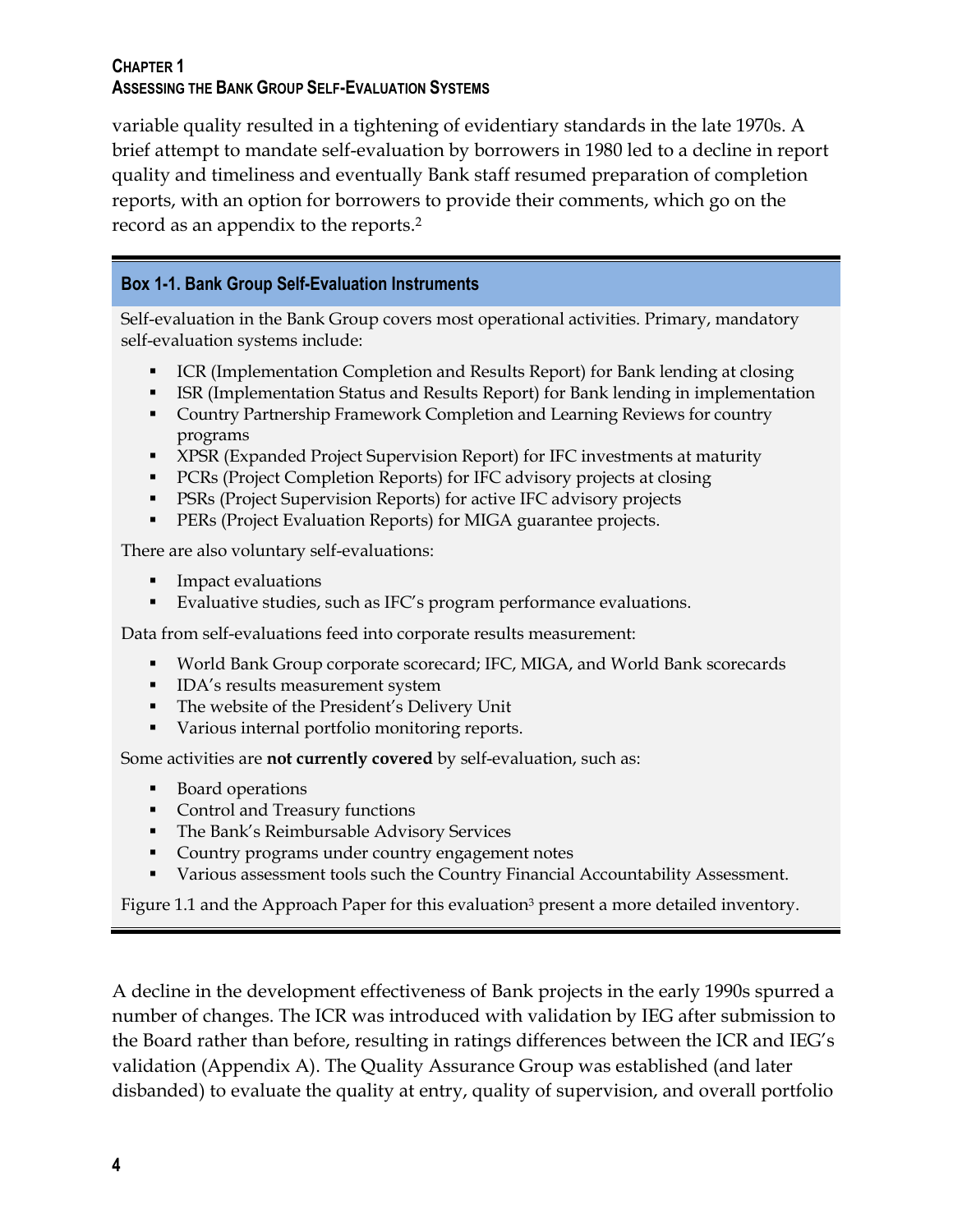variable quality resulted in a tightening of evidentiary standards in the late 1970s. A brief attempt to mandate self-evaluation by borrowers in 1980 led to a decline in report quality and timeliness and eventually Bank staff resumed preparation of completion reports, with an option for borrowers to provide their comments, which go on the record as an appendix to the reports.[2]

### Box 1-1. Bank Group Self-Evaluation Instruments

Self-evaluation in the Bank Group covers most operational activities. Primary, mandatory self-evaluation systems include:

- ICR (Implementation Completion and Results Report) for Bank lending at closing
- ISR (Implementation Status and Results Report) for Bank lending in implementation
- Country Partnership Framework Completion and Learning Reviews for country programs
- XPSR (Expanded Project Supervision Report) for IFC investments at maturity
- PCRs (Project Completion Reports) for IFC advisory projects at closing
- PSRs (Project Supervision Reports) for active IFC advisory projects
- PERs (Project Evaluation Reports) for MIGA guarantee projects.

There are also voluntary self-evaluations:

- Impact evaluations
- Evaluative studies, such as IFC's program performance evaluations.

Data from self-evaluations feed into corporate results measurement:

- World Bank Group corporate scorecard; IFC, MIGA, and World Bank scorecards
- IDA's results measurement system
- The website of the President's Delivery Unit
- Various internal portfolio monitoring reports.

Some activities are **not currently covered** by self-evaluation, such as:

- Board operations
- Control and Treasury functions
- The Bank's Reimbursable Advisory Services
- Country programs under country engagement notes
- Various assessment tools such the Country Financial Accountability Assessment.

Figure 1.1 and the Approach Paper for this evaluation[3] present a more detailed inventory.

A decline in the development effectiveness of Bank projects in the early 1990s spurred a number of changes. The ICR was introduced with validation by IEG after submission to the Board rather than before, resulting in ratings differences between the ICR and IEG's validation (Appendix A). The Quality Assurance Group was established (and later disbanded) to evaluate the quality at entry, quality of supervision, and overall portfolio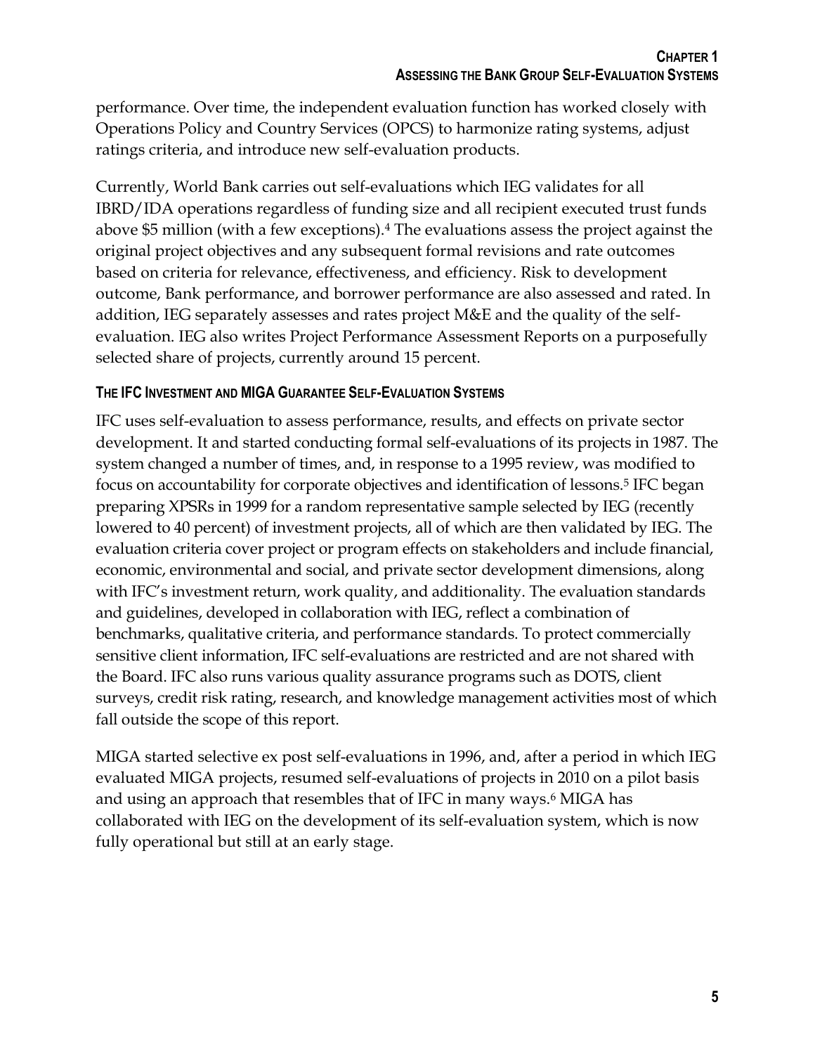performance. Over time, the independent evaluation function has worked closely with Operations Policy and Country Services (OPCS) to harmonize rating systems, adjust ratings criteria, and introduce new self-evaluation products.

Currently, World Bank carries out self-evaluations which IEG validates for all IBRD/IDA operations regardless of funding size and all recipient executed trust funds above $5 million (with a few exceptions).[4] The evaluations assess the project against the original project objectives and any subsequent formal revisions and rate outcomes based on criteria for relevance, effectiveness, and efficiency. Risk to development outcome, Bank performance, and borrower performance are also assessed and rated. In addition, IEG separately assesses and rates project M&E and the quality of the self-evaluation. IEG also writes Project Performance Assessment Reports on a purposefully selected share of projects, currently around 15 percent.

### The IFC Investment and MIGA Guarantee Self-Evaluation Systems

IFC uses self-evaluation to assess performance, results, and effects on private sector development. It and started conducting formal self-evaluations of its projects in 1987. The system changed a number of times, and, in response to a 1995 review, was modified to focus on accountability for corporate objectives and identification of lessons.[5] IFC began preparing XPSRs in 1999 for a random representative sample selected by IEG (recently lowered to 40 percent) of investment projects, all of which are then validated by IEG. The evaluation criteria cover project or program effects on stakeholders and include financial, economic, environmental and social, and private sector development dimensions, along with IFC's investment return, work quality, and additionality. The evaluation standards and guidelines, developed in collaboration with IEG, reflect a combination of benchmarks, qualitative criteria, and performance standards. To protect commercially sensitive client information, IFC self-evaluations are restricted and are not shared with the Board. IFC also runs various quality assurance programs such as DOTS, client surveys, credit risk rating, research, and knowledge management activities most of which fall outside the scope of this report.

MIGA started selective ex post self-evaluations in 1996, and, after a period in which IEG evaluated MIGA projects, resumed self-evaluations of projects in 2010 on a pilot basis and using an approach that resembles that of IFC in many ways.[6] MIGA has collaborated with IEG on the development of its self-evaluation system, which is now fully operational but still at an early stage.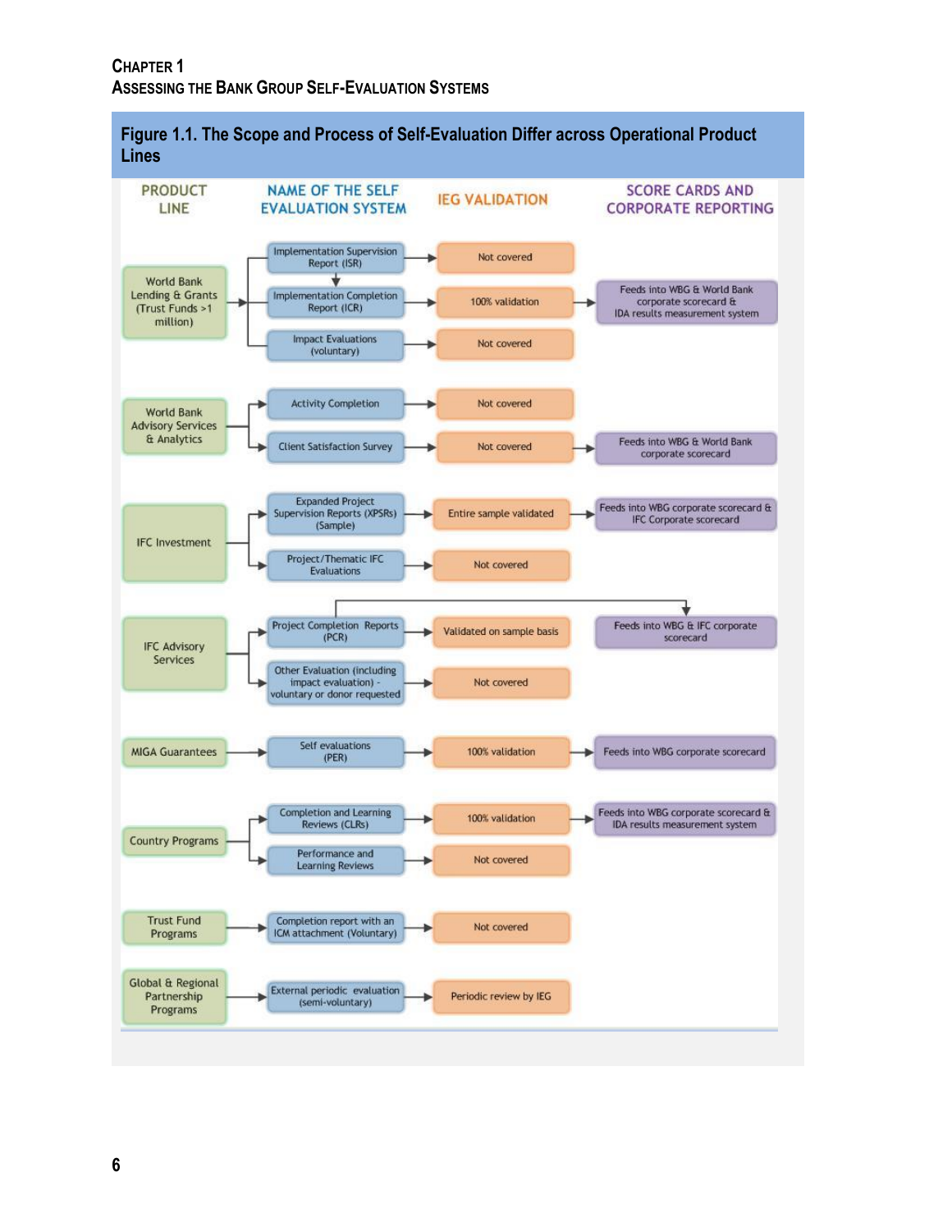## Figure 1.1. The Scope and Process of Self-Evaluation Differ across Operational Product Lines

| PRODUCT LINE | NAME OF THE SELF EVALUATION SYSTEM | IEG VALIDATION | SCORE CARDS AND CORPORATE REPORTING |
|---|---|---|---|
| World Bank Lending & Grants (Trust Funds >1 million) | Implementation Supervision Report (ISR) | Not covered | |
| | Implementation Completion Report (ICR) | 100% validation | Feeds into WBG & World Bank corporate scorecard & IDA results measurement system |
| | Impact Evaluations (voluntary) | Not covered | |
| World Bank Advisory Services & Analytics | Activity Completion | Not covered | |
| | Client Satisfaction Survey | Not covered | Feeds into WBG & World Bank corporate scorecard |
| IFC Investment | Expanded Project Supervision Reports (XPSRs) (Sample) | Entire sample validated | Feeds into WBG corporate scorecard & IFC Corporate scorecard |
| | Project/Thematic IFC Evaluations | Not covered | |
| IFC Advisory Services | Project Completion Reports (PCR) | Validated on sample basis | Feeds into WBG & IFC corporate scorecard |
| | Other Evaluation (including impact evaluation) - voluntary or donor requested | Not covered | |
| MIGA Guarantees | Self evaluations (PER) | 100% validation | Feeds into WBG corporate scorecard |
| Country Programs | Completion and Learning Reviews (CLRs) | 100% validation | Feeds into WBG corporate scorecard & IDA results measurement system |
| | Performance and Learning Reviews | Not covered | |
| Trust Fund Programs | Completion report with an ICM attachment (Voluntary) | Not covered | |
| Global & Regional Partnership Programs | External periodic evaluation (semi-voluntary) | Periodic review by IEG | |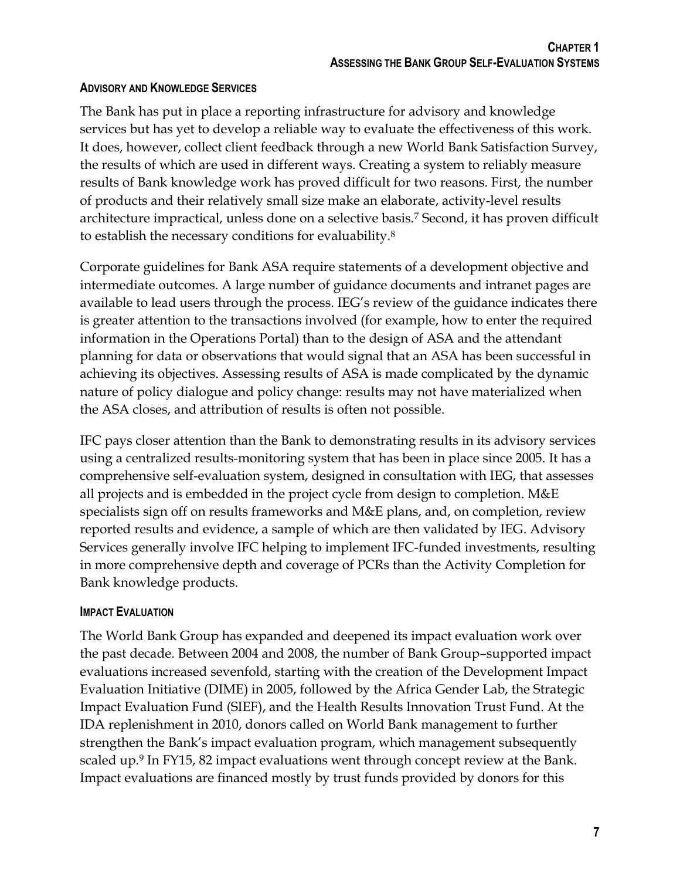### ADVISORY AND KNOWLEDGE SERVICES

The Bank has put in place a reporting infrastructure for advisory and knowledge services but has yet to develop a reliable way to evaluate the effectiveness of this work. It does, however, collect client feedback through a new World Bank Satisfaction Survey, the results of which are used in different ways. Creating a system to reliably measure results of Bank knowledge work has proved difficult for two reasons. First, the number of products and their relatively small size make an elaborate, activity-level results architecture impractical, unless done on a selective basis.[7] Second, it has proven difficult to establish the necessary conditions for evaluability.[8]

Corporate guidelines for Bank ASA require statements of a development objective and intermediate outcomes. A large number of guidance documents and intranet pages are available to lead users through the process. IEG's review of the guidance indicates there is greater attention to the transactions involved (for example, how to enter the required information in the Operations Portal) than to the design of ASA and the attendant planning for data or observations that would signal that an ASA has been successful in achieving its objectives. Assessing results of ASA is made complicated by the dynamic nature of policy dialogue and policy change: results may not have materialized when the ASA closes, and attribution of results is often not possible.

IFC pays closer attention than the Bank to demonstrating results in its advisory services using a centralized results-monitoring system that has been in place since 2005. It has a comprehensive self-evaluation system, designed in consultation with IEG, that assesses all projects and is embedded in the project cycle from design to completion. M&E specialists sign off on results frameworks and M&E plans, and, on completion, review reported results and evidence, a sample of which are then validated by IEG. Advisory Services generally involve IFC helping to implement IFC-funded investments, resulting in more comprehensive depth and coverage of PCRs than the Activity Completion for Bank knowledge products.

### IMPACT EVALUATION

The World Bank Group has expanded and deepened its impact evaluation work over the past decade. Between 2004 and 2008, the number of Bank Group–supported impact evaluations increased sevenfold, starting with the creation of the Development Impact Evaluation Initiative (DIME) in 2005, followed by the Africa Gender Lab, the Strategic Impact Evaluation Fund (SIEF), and the Health Results Innovation Trust Fund. At the IDA replenishment in 2010, donors called on World Bank management to further strengthen the Bank's impact evaluation program, which management subsequently scaled up.[9] In FY15, 82 impact evaluations went through concept review at the Bank. Impact evaluations are financed mostly by trust funds provided by donors for this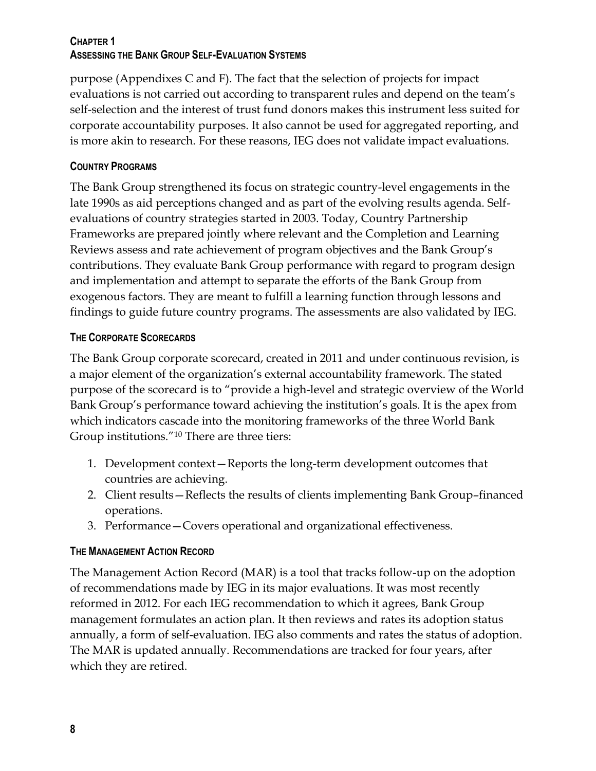purpose (Appendixes C and F). The fact that the selection of projects for impact evaluations is not carried out according to transparent rules and depend on the team's self-selection and the interest of trust fund donors makes this instrument less suited for corporate accountability purposes. It also cannot be used for aggregated reporting, and is more akin to research. For these reasons, IEG does not validate impact evaluations.

### COUNTRY PROGRAMS

The Bank Group strengthened its focus on strategic country-level engagements in the late 1990s as aid perceptions changed and as part of the evolving results agenda. Self-evaluations of country strategies started in 2003. Today, Country Partnership Frameworks are prepared jointly where relevant and the Completion and Learning Reviews assess and rate achievement of program objectives and the Bank Group's contributions. They evaluate Bank Group performance with regard to program design and implementation and attempt to separate the efforts of the Bank Group from exogenous factors. They are meant to fulfill a learning function through lessons and findings to guide future country programs. The assessments are also validated by IEG.

### THE CORPORATE SCORECARDS

The Bank Group corporate scorecard, created in 2011 and under continuous revision, is a major element of the organization's external accountability framework. The stated purpose of the scorecard is to "provide a high-level and strategic overview of the World Bank Group's performance toward achieving the institution's goals. It is the apex from which indicators cascade into the monitoring frameworks of the three World Bank Group institutions."[10] There are three tiers:

1. Development context—Reports the long-term development outcomes that countries are achieving.
2. Client results—Reflects the results of clients implementing Bank Group–financed operations.
3. Performance—Covers operational and organizational effectiveness.

### THE MANAGEMENT ACTION RECORD

The Management Action Record (MAR) is a tool that tracks follow-up on the adoption of recommendations made by IEG in its major evaluations. It was most recently reformed in 2012. For each IEG recommendation to which it agrees, Bank Group management formulates an action plan. It then reviews and rates its adoption status annually, a form of self-evaluation. IEG also comments and rates the status of adoption. The MAR is updated annually. Recommendations are tracked for four years, after which they are retired.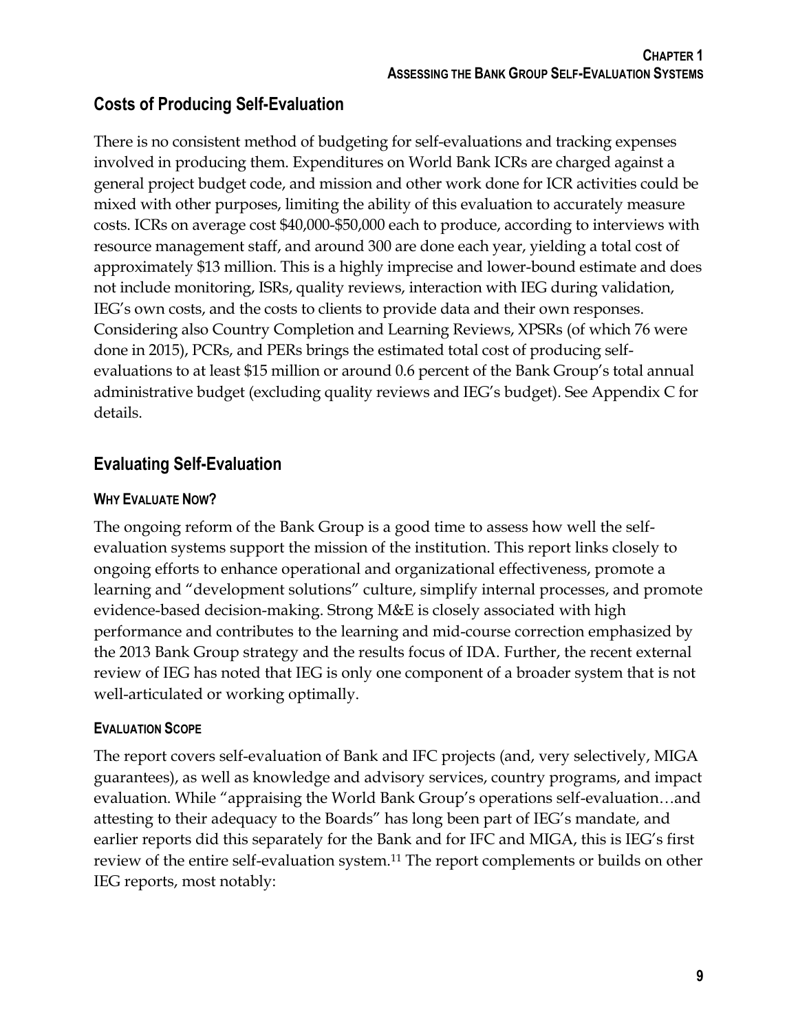## Costs of Producing Self-Evaluation

There is no consistent method of budgeting for self-evaluations and tracking expenses involved in producing them. Expenditures on World Bank ICRs are charged against a general project budget code, and mission and other work done for ICR activities could be mixed with other purposes, limiting the ability of this evaluation to accurately measure costs. ICRs on average cost $40,000-$50,000 each to produce, according to interviews with resource management staff, and around 300 are done each year, yielding a total cost of approximately $13 million. This is a highly imprecise and lower-bound estimate and does not include monitoring, ISRs, quality reviews, interaction with IEG during validation, IEG's own costs, and the costs to clients to provide data and their own responses. Considering also Country Completion and Learning Reviews, XPSRs (of which 76 were done in 2015), PCRs, and PERs brings the estimated total cost of producing self-evaluations to at least $15 million or around 0.6 percent of the Bank Group's total annual administrative budget (excluding quality reviews and IEG's budget). See Appendix C for details.

## Evaluating Self-Evaluation

### Why Evaluate Now?

The ongoing reform of the Bank Group is a good time to assess how well the self-evaluation systems support the mission of the institution. This report links closely to ongoing efforts to enhance operational and organizational effectiveness, promote a learning and "development solutions" culture, simplify internal processes, and promote evidence-based decision-making. Strong M&E is closely associated with high performance and contributes to the learning and mid-course correction emphasized by the 2013 Bank Group strategy and the results focus of IDA. Further, the recent external review of IEG has noted that IEG is only one component of a broader system that is not well-articulated or working optimally.

### Evaluation Scope

The report covers self-evaluation of Bank and IFC projects (and, very selectively, MIGA guarantees), as well as knowledge and advisory services, country programs, and impact evaluation. While "appraising the World Bank Group's operations self-evaluation…and attesting to their adequacy to the Boards" has long been part of IEG's mandate, and earlier reports did this separately for the Bank and for IFC and MIGA, this is IEG's first review of the entire self-evaluation system.[11] The report complements or builds on other IEG reports, most notably: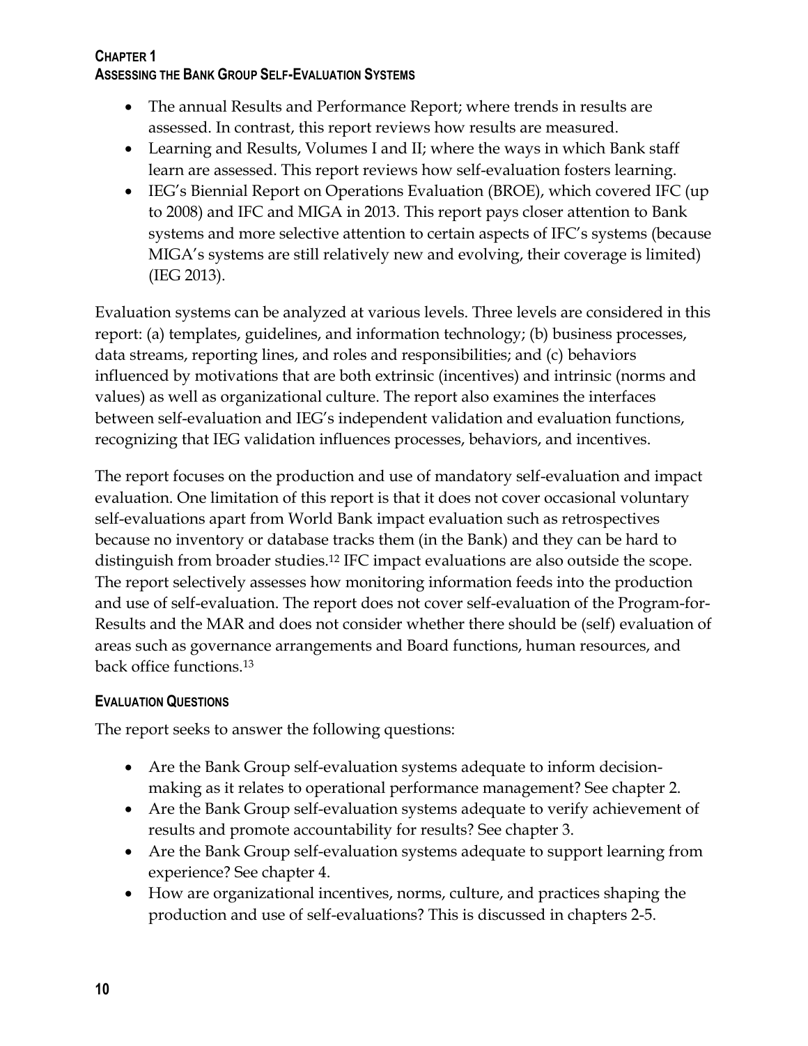- The annual Results and Performance Report; where trends in results are assessed. In contrast, this report reviews how results are measured.
- Learning and Results, Volumes I and II; where the ways in which Bank staff learn are assessed. This report reviews how self-evaluation fosters learning.
- IEG's Biennial Report on Operations Evaluation (BROE), which covered IFC (up to 2008) and IFC and MIGA in 2013. This report pays closer attention to Bank systems and more selective attention to certain aspects of IFC's systems (because MIGA's systems are still relatively new and evolving, their coverage is limited) (IEG 2013).

Evaluation systems can be analyzed at various levels. Three levels are considered in this report: (a) templates, guidelines, and information technology; (b) business processes, data streams, reporting lines, and roles and responsibilities; and (c) behaviors influenced by motivations that are both extrinsic (incentives) and intrinsic (norms and values) as well as organizational culture. The report also examines the interfaces between self-evaluation and IEG's independent validation and evaluation functions, recognizing that IEG validation influences processes, behaviors, and incentives.

The report focuses on the production and use of mandatory self-evaluation and impact evaluation. One limitation of this report is that it does not cover occasional voluntary self-evaluations apart from World Bank impact evaluation such as retrospectives because no inventory or database tracks them (in the Bank) and they can be hard to distinguish from broader studies.[12] IFC impact evaluations are also outside the scope. The report selectively assesses how monitoring information feeds into the production and use of self-evaluation. The report does not cover self-evaluation of the Program-for-Results and the MAR and does not consider whether there should be (self) evaluation of areas such as governance arrangements and Board functions, human resources, and back office functions.[13]

### Evaluation Questions

The report seeks to answer the following questions:

- Are the Bank Group self-evaluation systems adequate to inform decision-making as it relates to operational performance management? See chapter 2.
- Are the Bank Group self-evaluation systems adequate to verify achievement of results and promote accountability for results? See chapter 3.
- Are the Bank Group self-evaluation systems adequate to support learning from experience? See chapter 4.
- How are organizational incentives, norms, culture, and practices shaping the production and use of self-evaluations? This is discussed in chapters 2-5.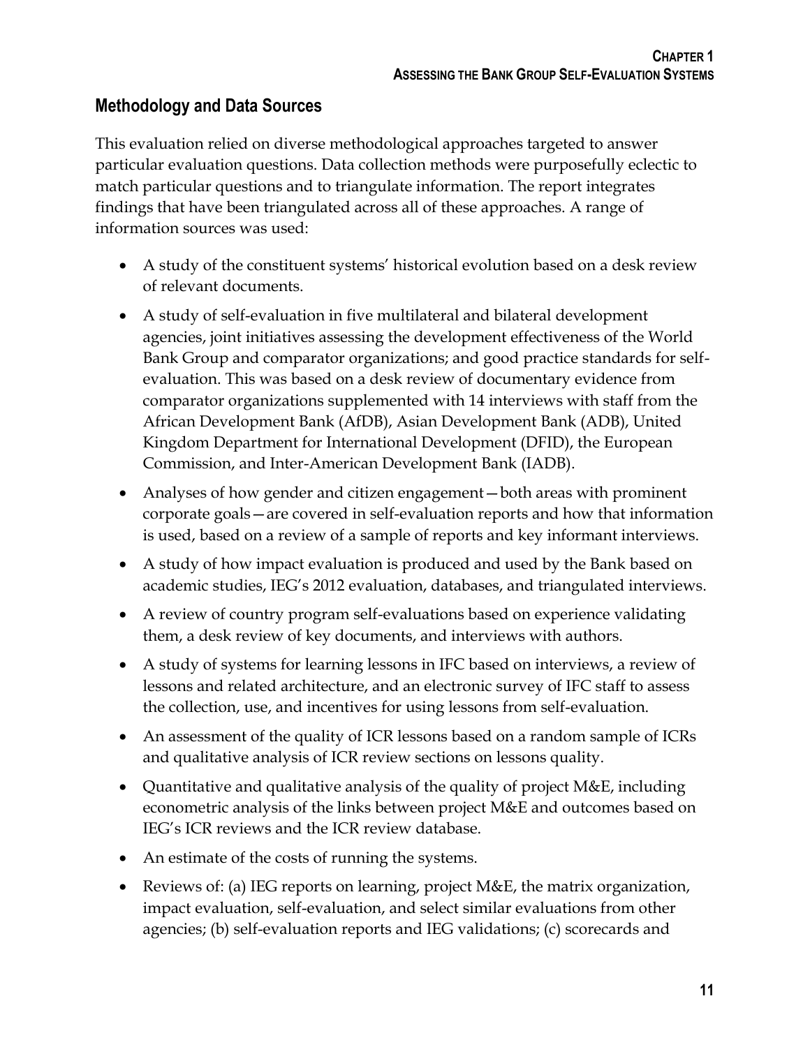## Methodology and Data Sources

This evaluation relied on diverse methodological approaches targeted to answer particular evaluation questions. Data collection methods were purposefully eclectic to match particular questions and to triangulate information. The report integrates findings that have been triangulated across all of these approaches. A range of information sources was used:

- A study of the constituent systems' historical evolution based on a desk review of relevant documents.
- A study of self-evaluation in five multilateral and bilateral development agencies, joint initiatives assessing the development effectiveness of the World Bank Group and comparator organizations; and good practice standards for self-evaluation. This was based on a desk review of documentary evidence from comparator organizations supplemented with 14 interviews with staff from the African Development Bank (AfDB), Asian Development Bank (ADB), United Kingdom Department for International Development (DFID), the European Commission, and Inter-American Development Bank (IADB).
- Analyses of how gender and citizen engagement—both areas with prominent corporate goals—are covered in self-evaluation reports and how that information is used, based on a review of a sample of reports and key informant interviews.
- A study of how impact evaluation is produced and used by the Bank based on academic studies, IEG's 2012 evaluation, databases, and triangulated interviews.
- A review of country program self-evaluations based on experience validating them, a desk review of key documents, and interviews with authors.
- A study of systems for learning lessons in IFC based on interviews, a review of lessons and related architecture, and an electronic survey of IFC staff to assess the collection, use, and incentives for using lessons from self-evaluation.
- An assessment of the quality of ICR lessons based on a random sample of ICRs and qualitative analysis of ICR review sections on lessons quality.
- Quantitative and qualitative analysis of the quality of project M&E, including econometric analysis of the links between project M&E and outcomes based on IEG's ICR reviews and the ICR review database.
- An estimate of the costs of running the systems.
- Reviews of: (a) IEG reports on learning, project M&E, the matrix organization, impact evaluation, self-evaluation, and select similar evaluations from other agencies; (b) self-evaluation reports and IEG validations; (c) scorecards and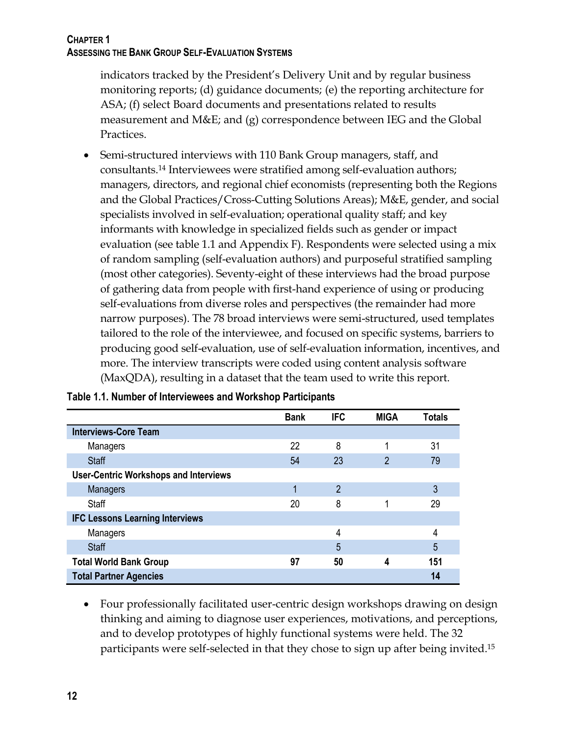indicators tracked by the President's Delivery Unit and by regular business monitoring reports; (d) guidance documents; (e) the reporting architecture for ASA; (f) select Board documents and presentations related to results measurement and M&E; and (g) correspondence between IEG and the Global Practices.

- Semi-structured interviews with 110 Bank Group managers, staff, and consultants.[14] Interviewees were stratified among self-evaluation authors; managers, directors, and regional chief economists (representing both the Regions and the Global Practices/Cross-Cutting Solutions Areas); M&E, gender, and social specialists involved in self-evaluation; operational quality staff; and key informants with knowledge in specialized fields such as gender or impact evaluation (see table 1.1 and Appendix F). Respondents were selected using a mix of random sampling (self-evaluation authors) and purposeful stratified sampling (most other categories). Seventy-eight of these interviews had the broad purpose of gathering data from people with first-hand experience of using or producing self-evaluations from diverse roles and perspectives (the remainder had more narrow purposes). The 78 broad interviews were semi-structured, used templates tailored to the role of the interviewee, and focused on specific systems, barriers to producing good self-evaluation, use of self-evaluation information, incentives, and more. The interview transcripts were coded using content analysis software (MaxQDA), resulting in a dataset that the team used to write this report.

**Table 1.1. Number of Interviewees and Workshop Participants**

| | Bank | IFC | MIGA | Totals |
|---|---|---|---|---|
| **Interviews-Core Team** | | | | |
| Managers | 22 | 8 | 1 | 31 |
| Staff | 54 | 23 | 2 | 79 |
| **User-Centric Workshops and Interviews** | | | | |
| Managers | 1 | 2 | | 3 |
| Staff | 20 | 8 | 1 | 29 |
| **IFC Lessons Learning Interviews** | | | | |
| Managers | | 4 | | 4 |
| Staff | | 5 | | 5 |
| **Total World Bank Group** | **97** | **50** | **4** | **151** |
| **Total Partner Agencies** | | | | **14** |

- Four professionally facilitated user-centric design workshops drawing on design thinking and aiming to diagnose user experiences, motivations, and perceptions, and to develop prototypes of highly functional systems were held. The 32 participants were self-selected in that they chose to sign up after being invited.[15]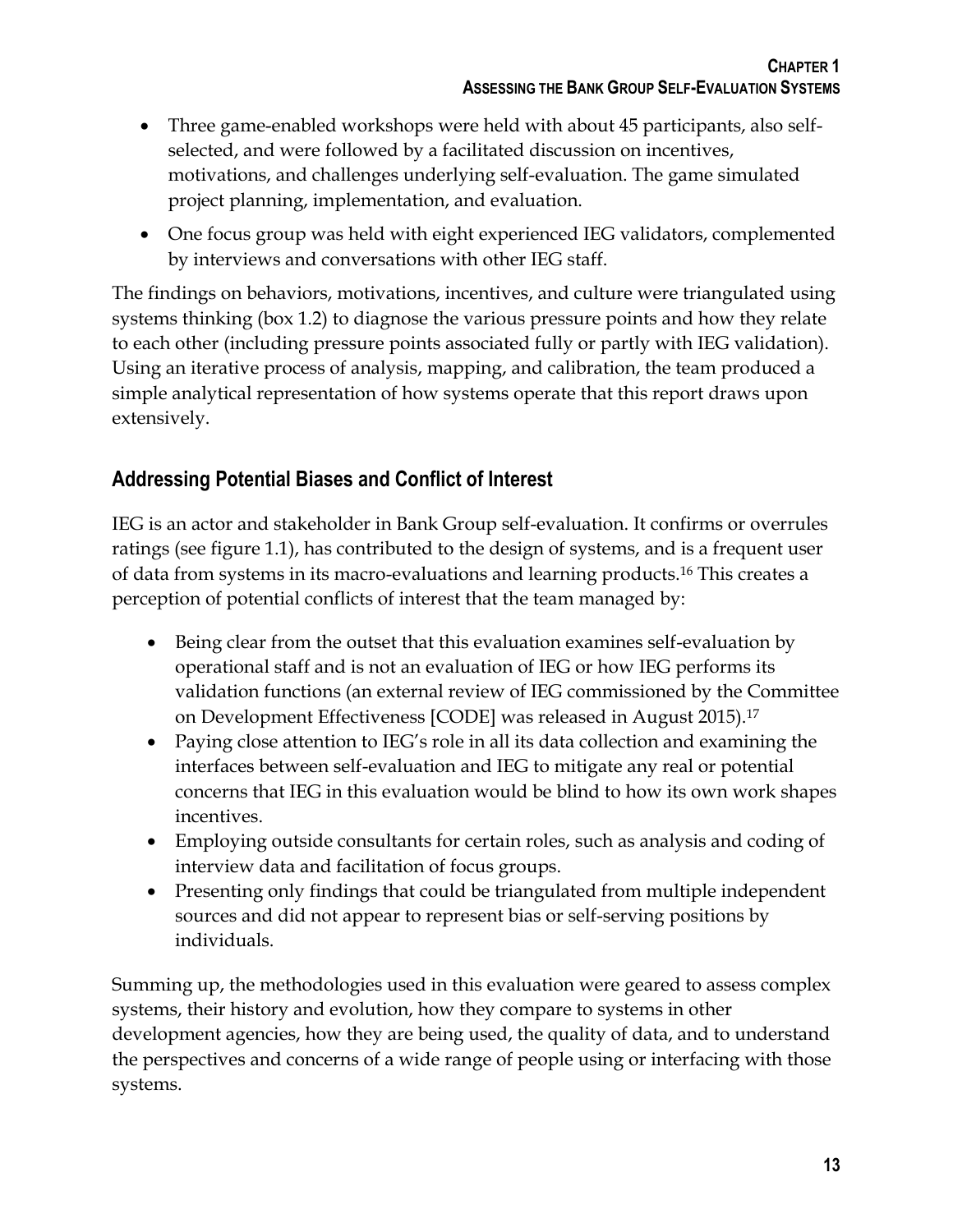- Three game-enabled workshops were held with about 45 participants, also self-selected, and were followed by a facilitated discussion on incentives, motivations, and challenges underlying self-evaluation. The game simulated project planning, implementation, and evaluation.
- One focus group was held with eight experienced IEG validators, complemented by interviews and conversations with other IEG staff.

The findings on behaviors, motivations, incentives, and culture were triangulated using systems thinking (box 1.2) to diagnose the various pressure points and how they relate to each other (including pressure points associated fully or partly with IEG validation). Using an iterative process of analysis, mapping, and calibration, the team produced a simple analytical representation of how systems operate that this report draws upon extensively.

## Addressing Potential Biases and Conflict of Interest

IEG is an actor and stakeholder in Bank Group self-evaluation. It confirms or overrules ratings (see figure 1.1), has contributed to the design of systems, and is a frequent user of data from systems in its macro-evaluations and learning products.[16] This creates a perception of potential conflicts of interest that the team managed by:

- Being clear from the outset that this evaluation examines self-evaluation by operational staff and is not an evaluation of IEG or how IEG performs its validation functions (an external review of IEG commissioned by the Committee on Development Effectiveness [CODE] was released in August 2015).[17]
- Paying close attention to IEG's role in all its data collection and examining the interfaces between self-evaluation and IEG to mitigate any real or potential concerns that IEG in this evaluation would be blind to how its own work shapes incentives.
- Employing outside consultants for certain roles, such as analysis and coding of interview data and facilitation of focus groups.
- Presenting only findings that could be triangulated from multiple independent sources and did not appear to represent bias or self-serving positions by individuals.

Summing up, the methodologies used in this evaluation were geared to assess complex systems, their history and evolution, how they compare to systems in other development agencies, how they are being used, the quality of data, and to understand the perspectives and concerns of a wide range of people using or interfacing with those systems.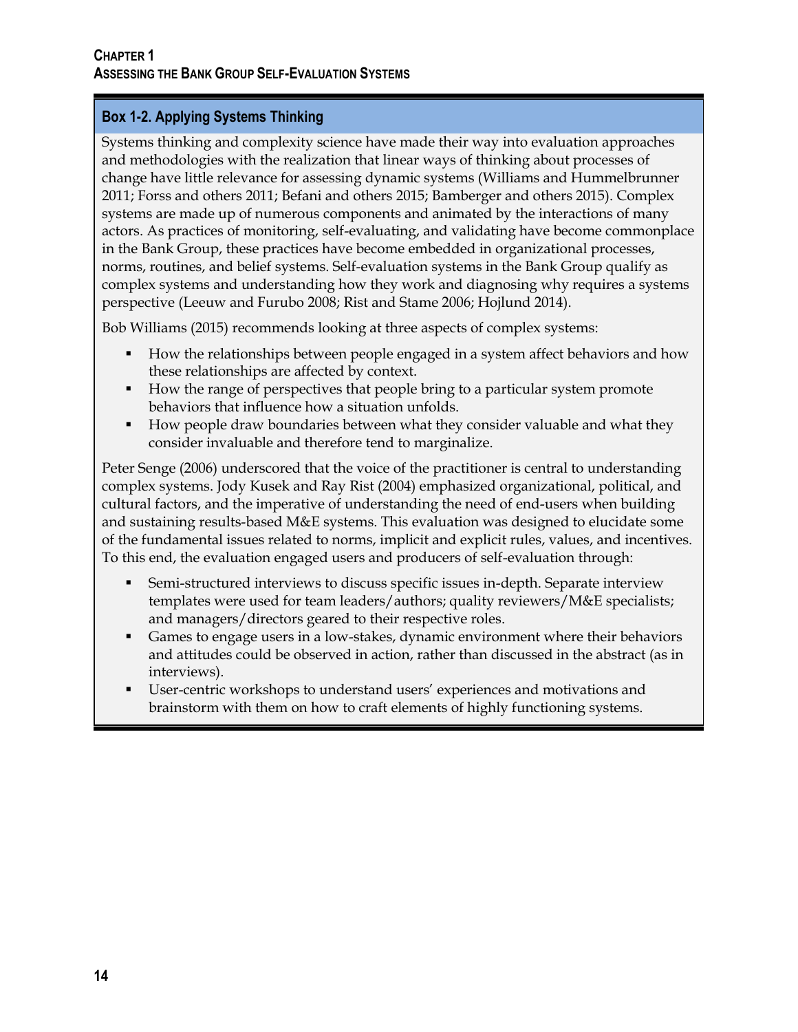### Box 1-2. Applying Systems Thinking

Systems thinking and complexity science have made their way into evaluation approaches and methodologies with the realization that linear ways of thinking about processes of change have little relevance for assessing dynamic systems (Williams and Hummelbrunner 2011; Forss and others 2011; Befani and others 2015; Bamberger and others 2015). Complex systems are made up of numerous components and animated by the interactions of many actors. As practices of monitoring, self-evaluating, and validating have become commonplace in the Bank Group, these practices have become embedded in organizational processes, norms, routines, and belief systems. Self-evaluation systems in the Bank Group qualify as complex systems and understanding how they work and diagnosing why requires a systems perspective (Leeuw and Furubo 2008; Rist and Stame 2006; Hojlund 2014).

Bob Williams (2015) recommends looking at three aspects of complex systems:

- How the relationships between people engaged in a system affect behaviors and how these relationships are affected by context.
- How the range of perspectives that people bring to a particular system promote behaviors that influence how a situation unfolds.
- How people draw boundaries between what they consider valuable and what they consider invaluable and therefore tend to marginalize.

Peter Senge (2006) underscored that the voice of the practitioner is central to understanding complex systems. Jody Kusek and Ray Rist (2004) emphasized organizational, political, and cultural factors, and the imperative of understanding the need of end-users when building and sustaining results-based M&E systems. This evaluation was designed to elucidate some of the fundamental issues related to norms, implicit and explicit rules, values, and incentives. To this end, the evaluation engaged users and producers of self-evaluation through:

- Semi-structured interviews to discuss specific issues in-depth. Separate interview templates were used for team leaders/authors; quality reviewers/M&E specialists; and managers/directors geared to their respective roles.
- Games to engage users in a low-stakes, dynamic environment where their behaviors and attitudes could be observed in action, rather than discussed in the abstract (as in interviews).
- User-centric workshops to understand users' experiences and motivations and brainstorm with them on how to craft elements of highly functioning systems.